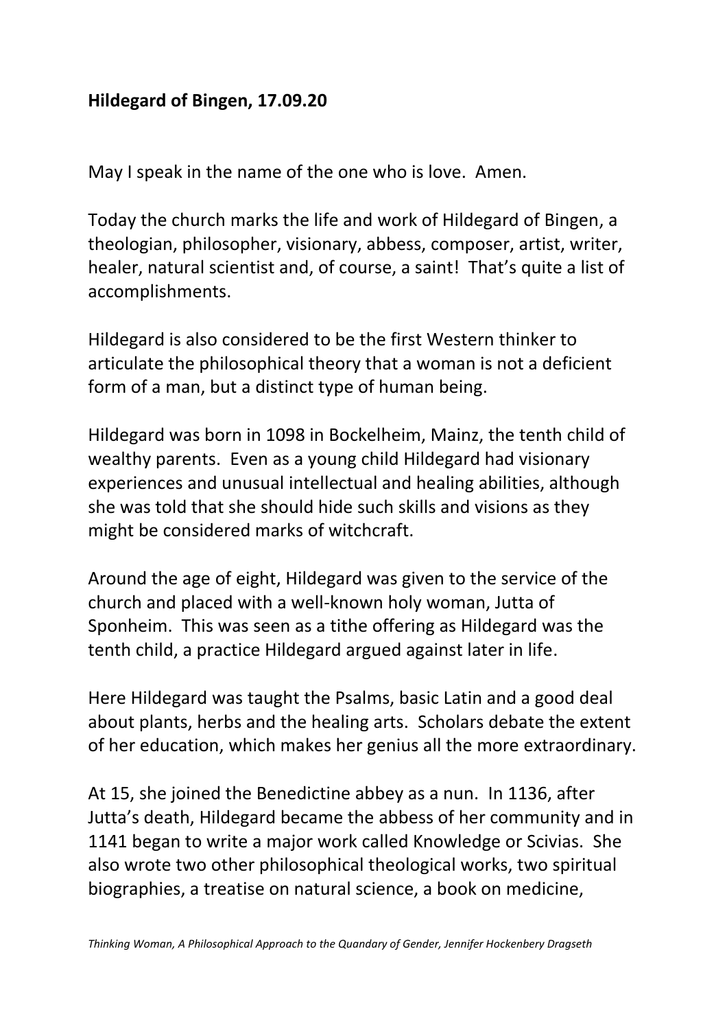**Hildegard of Bingen, 17.09.20**

May I speak in the name of the one who is love. Amen.

Today the church marks the life and work of Hildegard of Bingen, a theologian, philosopher, visionary, abbess, composer, artist, writer, healer, natural scientist and, of course, a saint! That's quite a list of accomplishments.

Hildegard is also considered to be the first Western thinker to articulate the philosophical theory that a woman is not a deficient form of a man, but a distinct type of human being.

Hildegard was born in 1098 in Bockelheim, Mainz, the tenth child of wealthy parents. Even as a young child Hildegard had visionary experiences and unusual intellectual and healing abilities, although she was told that she should hide such skills and visions as they might be considered marks of witchcraft.

Around the age of eight, Hildegard was given to the service of the church and placed with a well-known holy woman, Jutta of Sponheim. This was seen as a tithe offering as Hildegard was the tenth child, a practice Hildegard argued against later in life.

Here Hildegard was taught the Psalms, basic Latin and a good deal about plants, herbs and the healing arts. Scholars debate the extent of her education, which makes her genius all the more extraordinary.

At 15, she joined the Benedictine abbey as a nun. In 1136, after Jutta's death, Hildegard became the abbess of her community and in 1141 began to write a major work called Knowledge or Scivias. She also wrote two other philosophical theological works, two spiritual biographies, a treatise on natural science, a book on medicine,

*Thinking Woman, A Philosophical Approach to the Quandary of Gender, Jennifer Hockenbery Dragseth*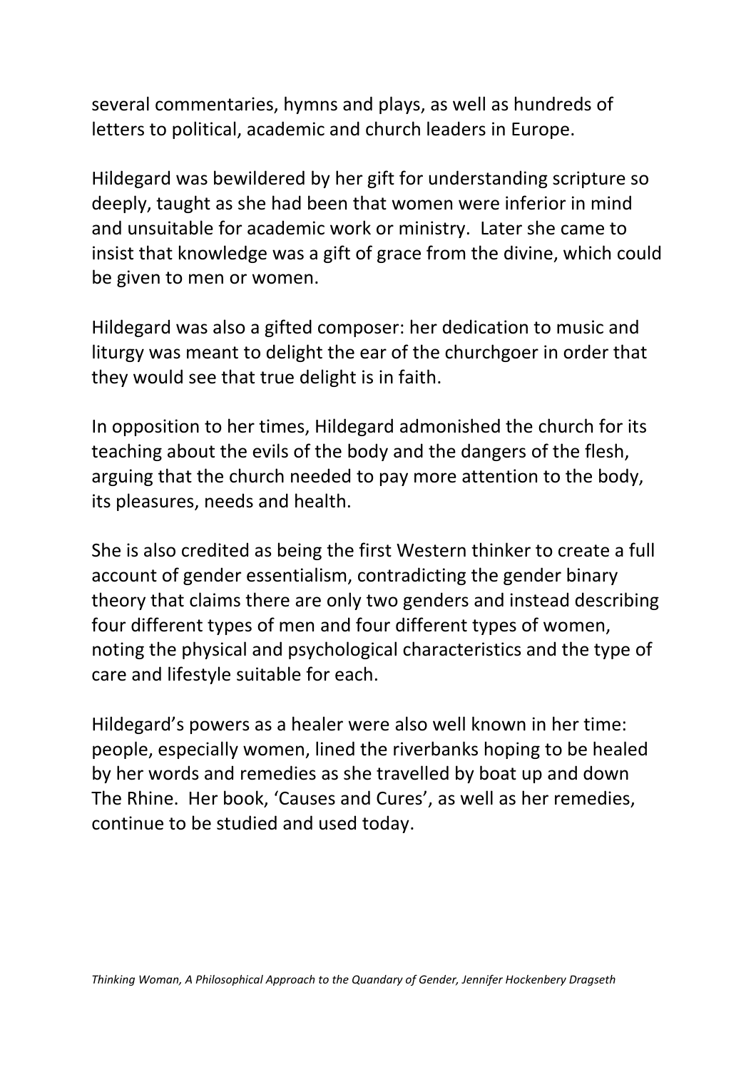several commentaries, hymns and plays, as well as hundreds of letters to political, academic and church leaders in Europe.

Hildegard was bewildered by her gift for understanding scripture so deeply, taught as she had been that women were inferior in mind and unsuitable for academic work or ministry. Later she came to insist that knowledge was a gift of grace from the divine, which could be given to men or women.

Hildegard was also a gifted composer: her dedication to music and liturgy was meant to delight the ear of the churchgoer in order that they would see that true delight is in faith.

In opposition to her times, Hildegard admonished the church for its teaching about the evils of the body and the dangers of the flesh, arguing that the church needed to pay more attention to the body, its pleasures, needs and health.

She is also credited as being the first Western thinker to create a full account of gender essentialism, contradicting the gender binary theory that claims there are only two genders and instead describing four different types of men and four different types of women, noting the physical and psychological characteristics and the type of care and lifestyle suitable for each.

Hildegard's powers as a healer were also well known in her time: people, especially women, lined the riverbanks hoping to be healed by her words and remedies as she travelled by boat up and down The Rhine. Her book, 'Causes and Cures', as well as her remedies, continue to be studied and used today.

*Thinking Woman, A Philosophical Approach to the Quandary of Gender, Jennifer Hockenbery Dragseth*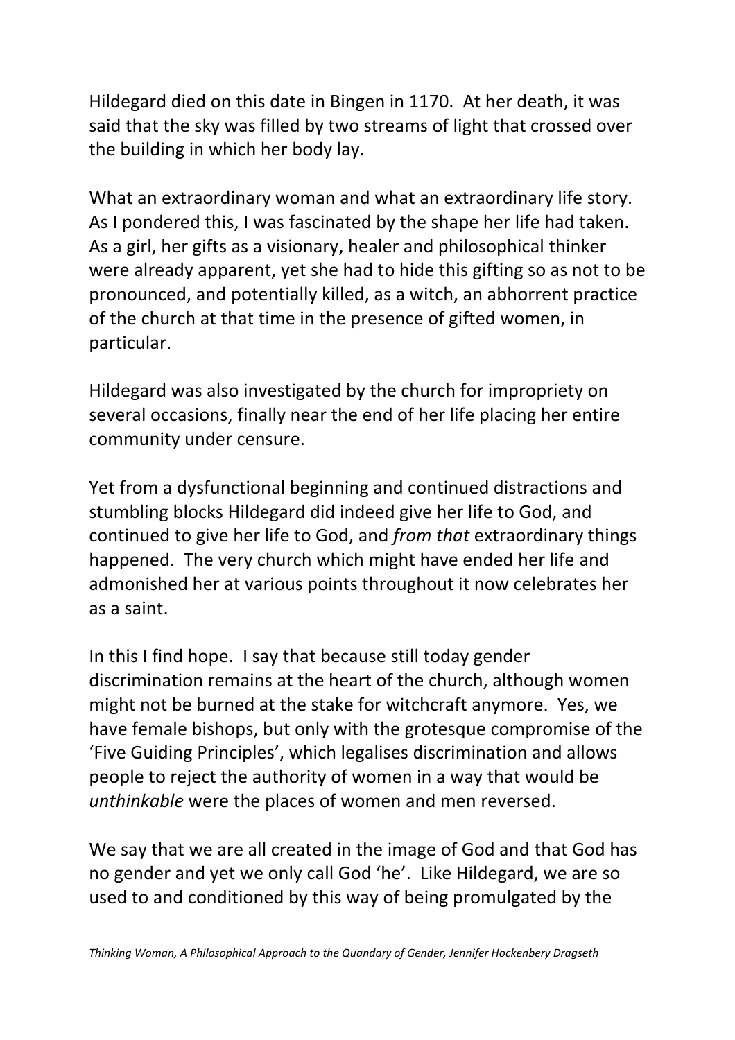Hildegard died on this date in Bingen in 1170. At her death, it was said that the sky was filled by two streams of light that crossed over the building in which her body lay.

What an extraordinary woman and what an extraordinary life story. As I pondered this, I was fascinated by the shape her life had taken. As a girl, her gifts as a visionary, healer and philosophical thinker were already apparent, yet she had to hide this gifting so as not to be pronounced, and potentially killed, as a witch, an abhorrent practice of the church at that time in the presence of gifted women, in particular.

Hildegard was also investigated by the church for impropriety on several occasions, finally near the end of her life placing her entire community under censure.

Yet from a dysfunctional beginning and continued distractions and stumbling blocks Hildegard did indeed give her life to God, and continued to give her life to God, and *from that* extraordinary things happened. The very church which might have ended her life and admonished her at various points throughout it now celebrates her as a saint.

In this I find hope. I say that because still today gender discrimination remains at the heart of the church, although women might not be burned at the stake for witchcraft anymore. Yes, we have female bishops, but only with the grotesque compromise of the 'Five Guiding Principles', which legalises discrimination and allows people to reject the authority of women in a way that would be *unthinkable* were the places of women and men reversed.

We say that we are all created in the image of God and that God has no gender and yet we only call God 'he'. Like Hildegard, we are so used to and conditioned by this way of being promulgated by the

*Thinking Woman, A Philosophical Approach to the Quandary of Gender, Jennifer Hockenbery Dragseth*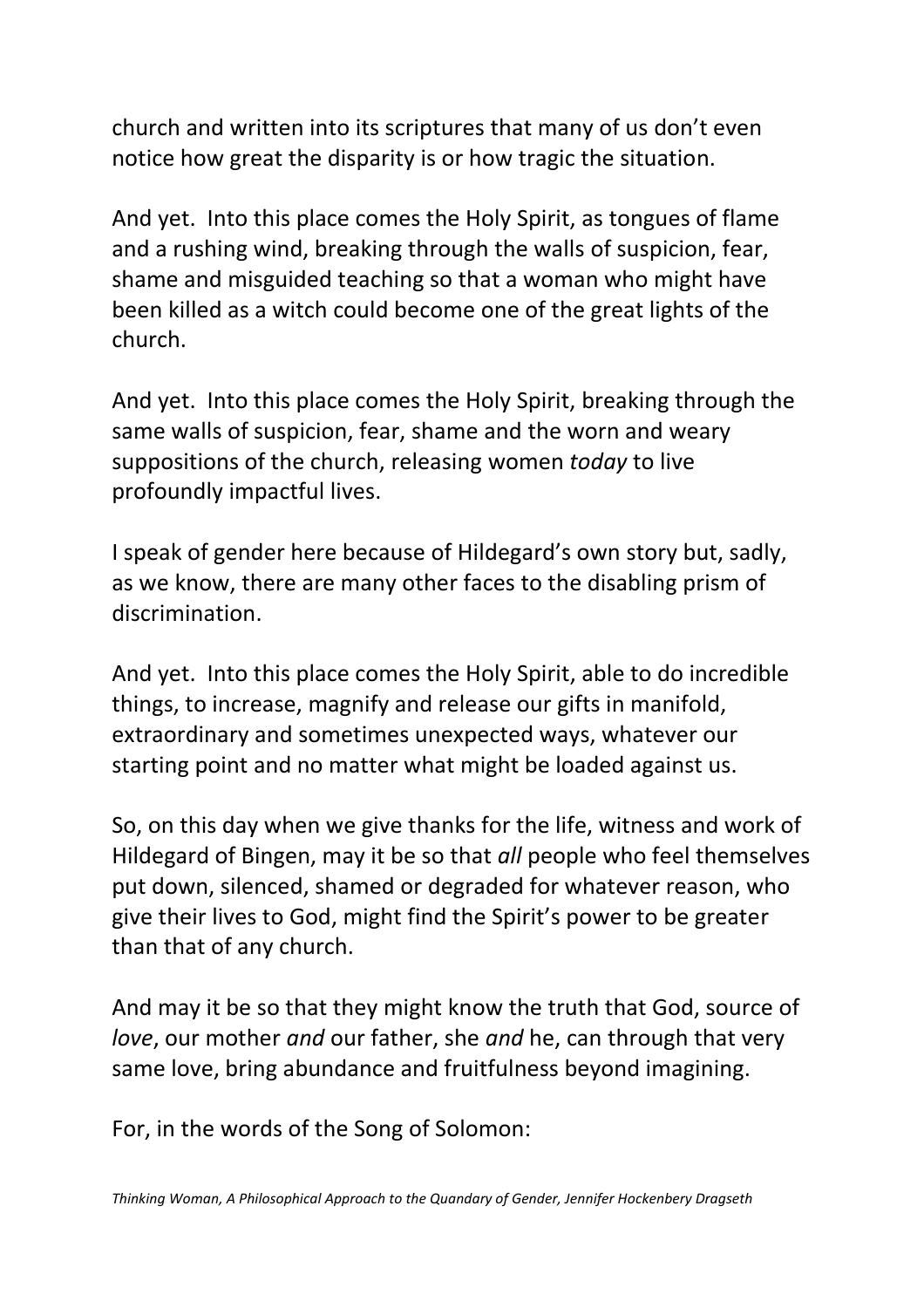church and written into its scriptures that many of us don't even notice how great the disparity is or how tragic the situation.

And yet. Into this place comes the Holy Spirit, as tongues of flame and a rushing wind, breaking through the walls of suspicion, fear, shame and misguided teaching so that a woman who might have been killed as a witch could become one of the great lights of the church.

And yet. Into this place comes the Holy Spirit, breaking through the same walls of suspicion, fear, shame and the worn and weary suppositions of the church, releasing women *today* to live profoundly impactful lives.

I speak of gender here because of Hildegard's own story but, sadly, as we know, there are many other faces to the disabling prism of discrimination.

And yet. Into this place comes the Holy Spirit, able to do incredible things, to increase, magnify and release our gifts in manifold, extraordinary and sometimes unexpected ways, whatever our starting point and no matter what might be loaded against us.

So, on this day when we give thanks for the life, witness and work of Hildegard of Bingen, may it be so that *all* people who feel themselves put down, silenced, shamed or degraded for whatever reason, who give their lives to God, might find the Spirit's power to be greater than that of any church.

And may it be so that they might know the truth that God, source of *love*, our mother *and* our father, she *and* he, can through that very same love, bring abundance and fruitfulness beyond imagining.

For, in the words of the Song of Solomon:

*Thinking Woman, A Philosophical Approach to the Quandary of Gender, Jennifer Hockenbery Dragseth*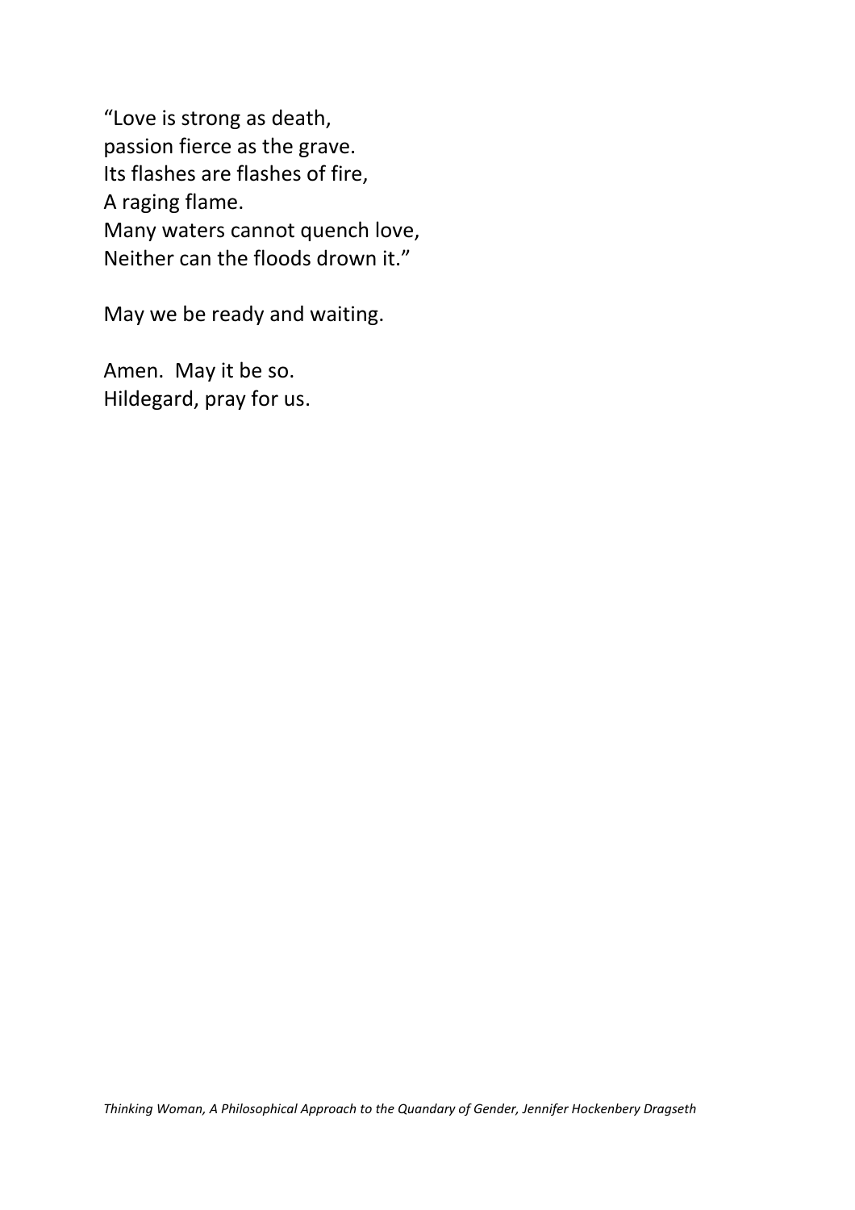"Love is strong as death,
passion fierce as the grave.
Its flashes are flashes of fire,
A raging flame.
Many waters cannot quench love,
Neither can the floods drown it."

May we be ready and waiting.

Amen. May it be so.
Hildegard, pray for us.

*Thinking Woman, A Philosophical Approach to the Quandary of Gender, Jennifer Hockenbery Dragseth*